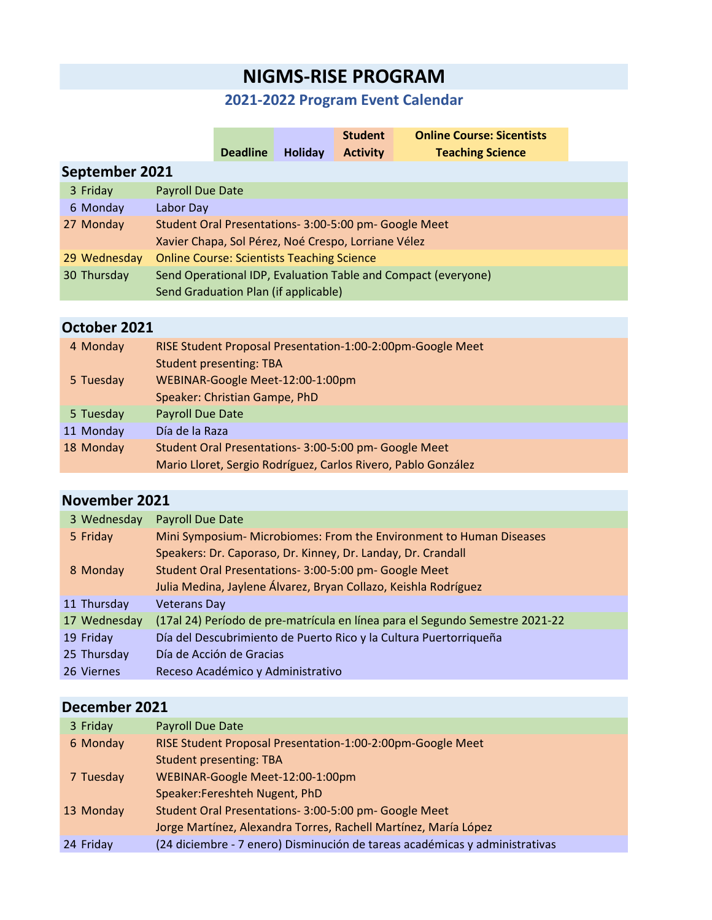# NIGMS-RISE PROGRAM

## 2021-2022 Program Event Calendar

| Deadline | Holiday | Student Activity | Online Course: Sicentists Teaching Science |
|---|---|---|---|

### September 2021

| Date | Event |
|---|---|
| 3 Friday | Payroll Due Date |
| 6 Monday | Labor Day |
| 27 Monday | Student Oral Presentations- 3:00-5:00 pm- Google Meet<br>Xavier Chapa, Sol Pérez, Noé Crespo, Lorriane Vélez |
| 29 Wednesday | Online Course: Scientists Teaching Science |
| 30 Thursday | Send Operational IDP, Evaluation Table and Compact (everyone)<br>Send Graduation Plan (if applicable) |

### October 2021

| Date | Event |
|---|---|
| 4 Monday | RISE Student Proposal Presentation-1:00-2:00pm-Google Meet<br>Student presenting: TBA |
| 5 Tuesday | WEBINAR-Google Meet-12:00-1:00pm<br>Speaker: Christian Gampe, PhD |
| 5 Tuesday | Payroll Due Date |
| 11 Monday | Día de la Raza |
| 18 Monday | Student Oral Presentations- 3:00-5:00 pm- Google Meet<br>Mario Lloret, Sergio Rodríguez, Carlos Rivero, Pablo González |

### November 2021

| Date | Event |
|---|---|
| 3 Wednesday | Payroll Due Date |
| 5 Friday | Mini Symposium- Microbiomes: From the Environment to Human Diseases<br>Speakers: Dr. Caporaso, Dr. Kinney, Dr. Landay, Dr. Crandall |
| 8 Monday | Student Oral Presentations- 3:00-5:00 pm- Google Meet<br>Julia Medina, Jaylene Álvarez, Bryan Collazo, Keishla Rodríguez |
| 11 Thursday | Veterans Day |
| 17 Wednesday | (17al 24) Período de pre-matrícula en línea para el Segundo Semestre 2021-22 |
| 19 Friday | Día del Descubrimiento de Puerto Rico y la Cultura Puertorriqueña |
| 25 Thursday | Día de Acción de Gracias |
| 26 Viernes | Receso Académico y Administrativo |

### December 2021

| Date | Event |
|---|---|
| 3 Friday | Payroll Due Date |
| 6 Monday | RISE Student Proposal Presentation-1:00-2:00pm-Google Meet<br>Student presenting: TBA |
| 7 Tuesday | WEBINAR-Google Meet-12:00-1:00pm<br>Speaker:Fereshteh Nugent, PhD |
| 13 Monday | Student Oral Presentations- 3:00-5:00 pm- Google Meet<br>Jorge Martínez, Alexandra Torres, Rachell Martínez, María López |
| 24 Friday | (24 diciembre - 7 enero) Disminución de tareas académicas y administrativas |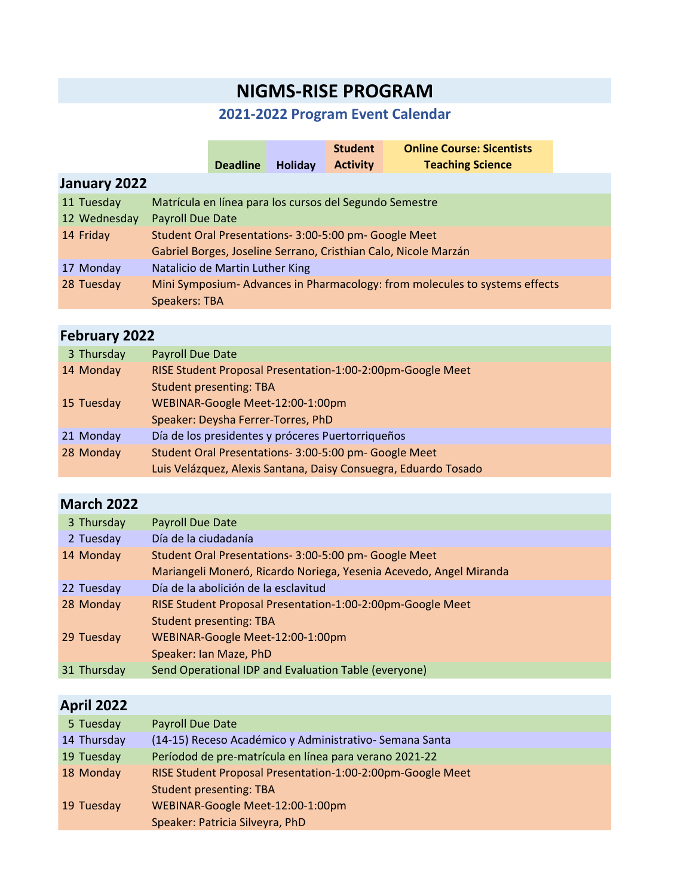# NIGMS-RISE PROGRAM

## 2021-2022 Program Event Calendar

| Deadline | Holiday | Student Activity | Online Course: Sicentists Teaching Science |
|---|---|---|---|

### January 2022

| Date | Event |
|---|---|
| 11 Tuesday | Matrícula en línea para los cursos del Segundo Semestre |
| 12 Wednesday | Payroll Due Date |
| 14 Friday | Student Oral Presentations- 3:00-5:00 pm- Google Meet<br>Gabriel Borges, Joseline Serrano, Cristhian Calo, Nicole Marzán |
| 17 Monday | Natalicio de Martin Luther King |
| 28 Tuesday | Mini Symposium- Advances in Pharmacology: from molecules to systems effects<br>Speakers: TBA |

### February 2022

| Date | Event |
|---|---|
| 3 Thursday | Payroll Due Date |
| 14 Monday | RISE Student Proposal Presentation-1:00-2:00pm-Google Meet<br>Student presenting: TBA |
| 15 Tuesday | WEBINAR-Google Meet-12:00-1:00pm<br>Speaker: Deysha Ferrer-Torres, PhD |
| 21 Monday | Día de los presidentes y próceres Puertorriqueños |
| 28 Monday | Student Oral Presentations- 3:00-5:00 pm- Google Meet<br>Luis Velázquez, Alexis Santana, Daisy Consuegra, Eduardo Tosado |

### March 2022

| Date | Event |
|---|---|
| 3 Thursday | Payroll Due Date |
| 2 Tuesday | Día de la ciudadanía |
| 14 Monday | Student Oral Presentations- 3:00-5:00 pm- Google Meet<br>Mariangeli Moneró, Ricardo Noriega, Yesenia Acevedo, Angel Miranda |
| 22 Tuesday | Día de la abolición de la esclavitud |
| 28 Monday | RISE Student Proposal Presentation-1:00-2:00pm-Google Meet<br>Student presenting: TBA |
| 29 Tuesday | WEBINAR-Google Meet-12:00-1:00pm<br>Speaker: Ian Maze, PhD |
| 31 Thursday | Send Operational IDP and Evaluation Table (everyone) |

### April 2022

| Date | Event |
|---|---|
| 5 Tuesday | Payroll Due Date |
| 14 Thursday | (14-15) Receso Académico y Administrativo- Semana Santa |
| 19 Tuesday | Períodod de pre-matrícula en línea para verano 2021-22 |
| 18 Monday | RISE Student Proposal Presentation-1:00-2:00pm-Google Meet<br>Student presenting: TBA |
| 19 Tuesday | WEBINAR-Google Meet-12:00-1:00pm<br>Speaker: Patricia Silveyra, PhD |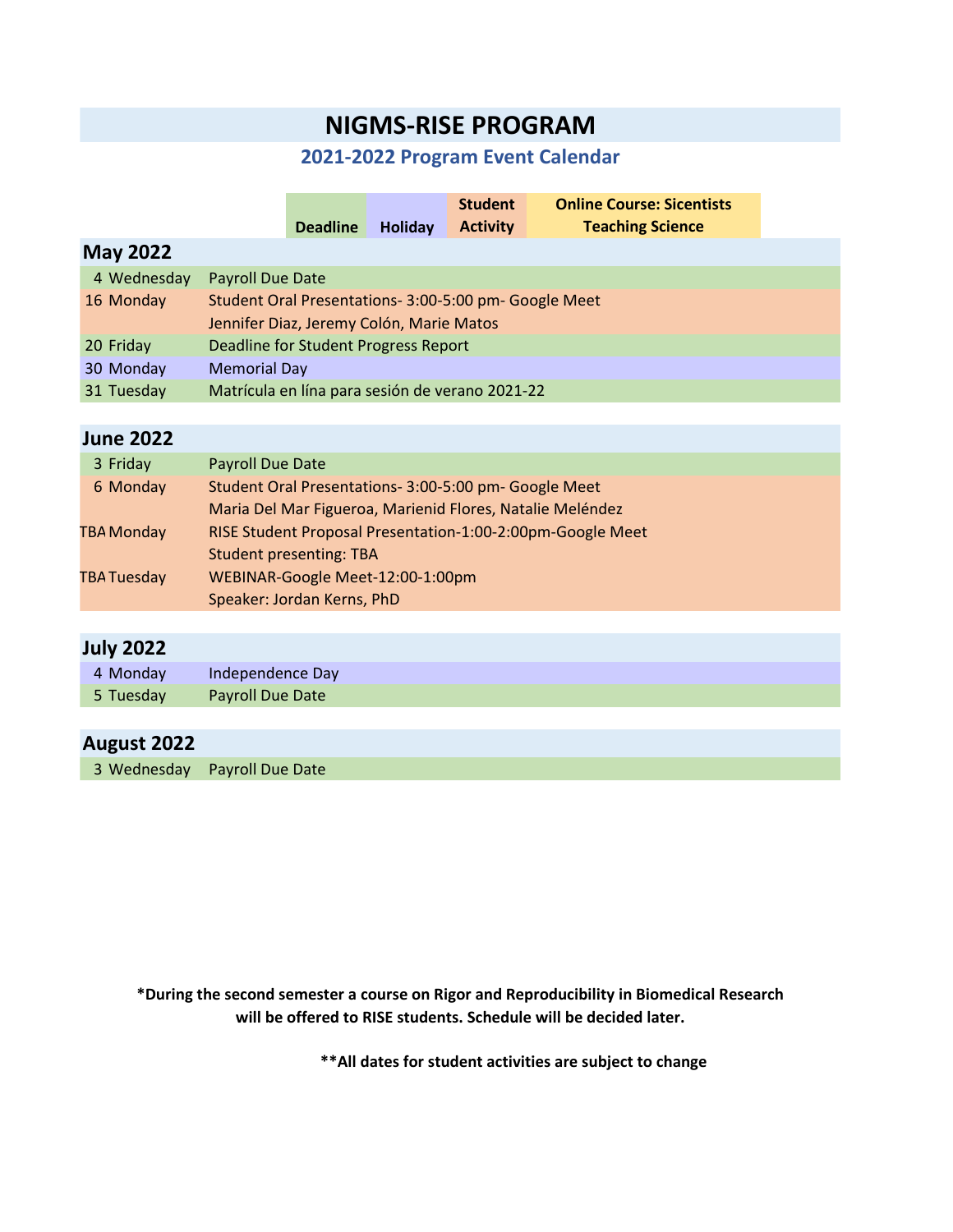# NIGMS-RISE PROGRAM

## 2021-2022 Program Event Calendar

| Deadline | Holiday | Student Activity | Online Course: Sicentists Teaching Science |
|---|---|---|---|

### May 2022

| | |
|---|---|
| 4 Wednesday | Payroll Due Date |
| 16 Monday | Student Oral Presentations- 3:00-5:00 pm- Google Meet<br>Jennifer Diaz, Jeremy Colón, Marie Matos |
| 20 Friday | Deadline for Student Progress Report |
| 30 Monday | Memorial Day |
| 31 Tuesday | Matrícula en lína para sesión de verano 2021-22 |

### June 2022

| | |
|---|---|
| 3 Friday | Payroll Due Date |
| 6 Monday | Student Oral Presentations- 3:00-5:00 pm- Google Meet<br>Maria Del Mar Figueroa, Marienid Flores, Natalie Meléndez |
| TBA Monday | RISE Student Proposal Presentation-1:00-2:00pm-Google Meet<br>Student presenting: TBA |
| TBA Tuesday | WEBINAR-Google Meet-12:00-1:00pm<br>Speaker: Jordan Kerns, PhD |

### July 2022

| | |
|---|---|
| 4 Monday | Independence Day |
| 5 Tuesday | Payroll Due Date |

### August 2022

| | |
|---|---|
| 3 Wednesday | Payroll Due Date |

**\*During the second semester a course on Rigor and Reproducibility in Biomedical Research will be offered to RISE students. Schedule will be decided later.**

**\*\*All dates for student activities are subject to change**